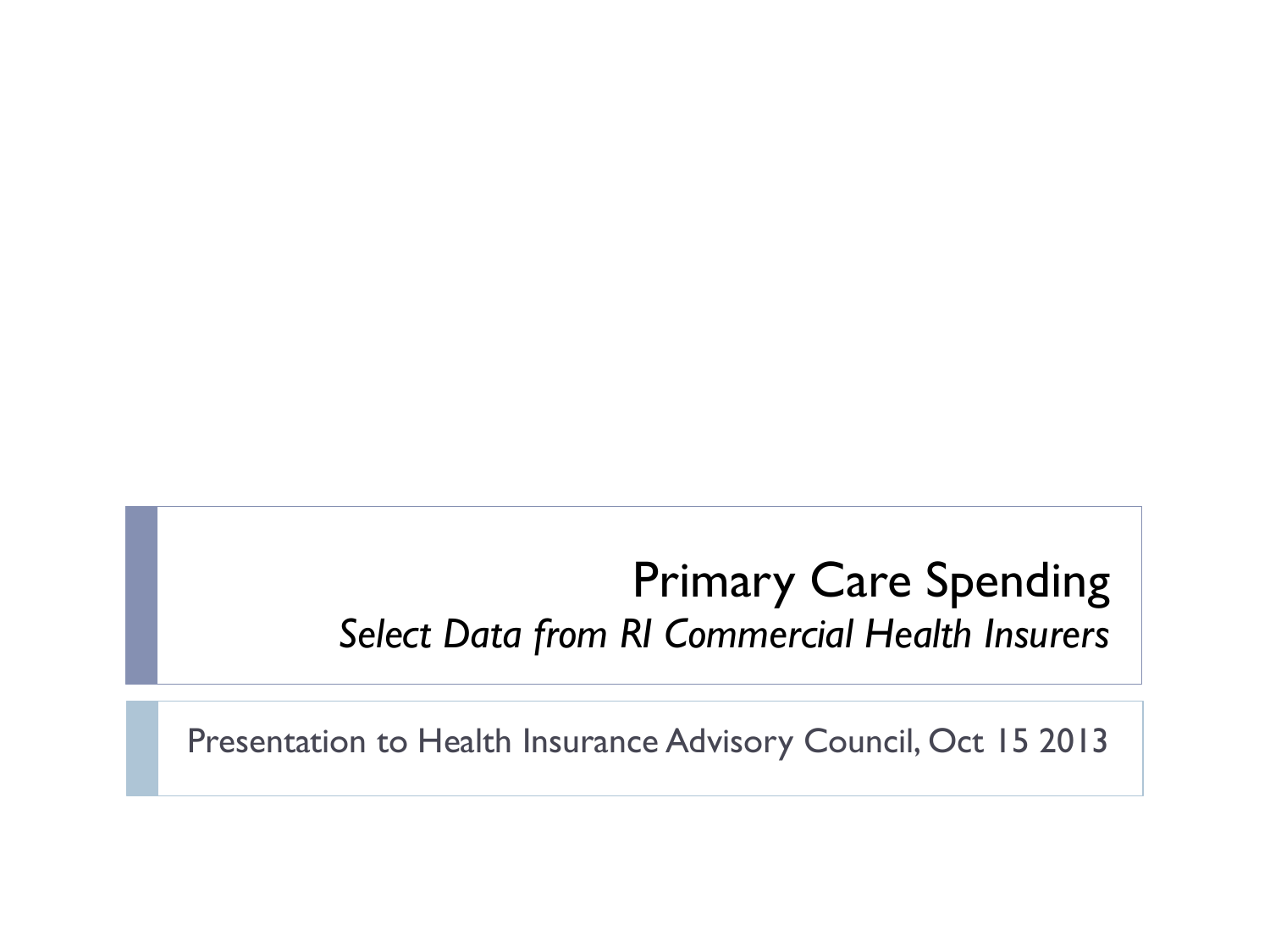# Primary Care Spending

*Select Data from RI Commercial Health Insurers*

Presentation to Health Insurance Advisory Council, Oct 15 2013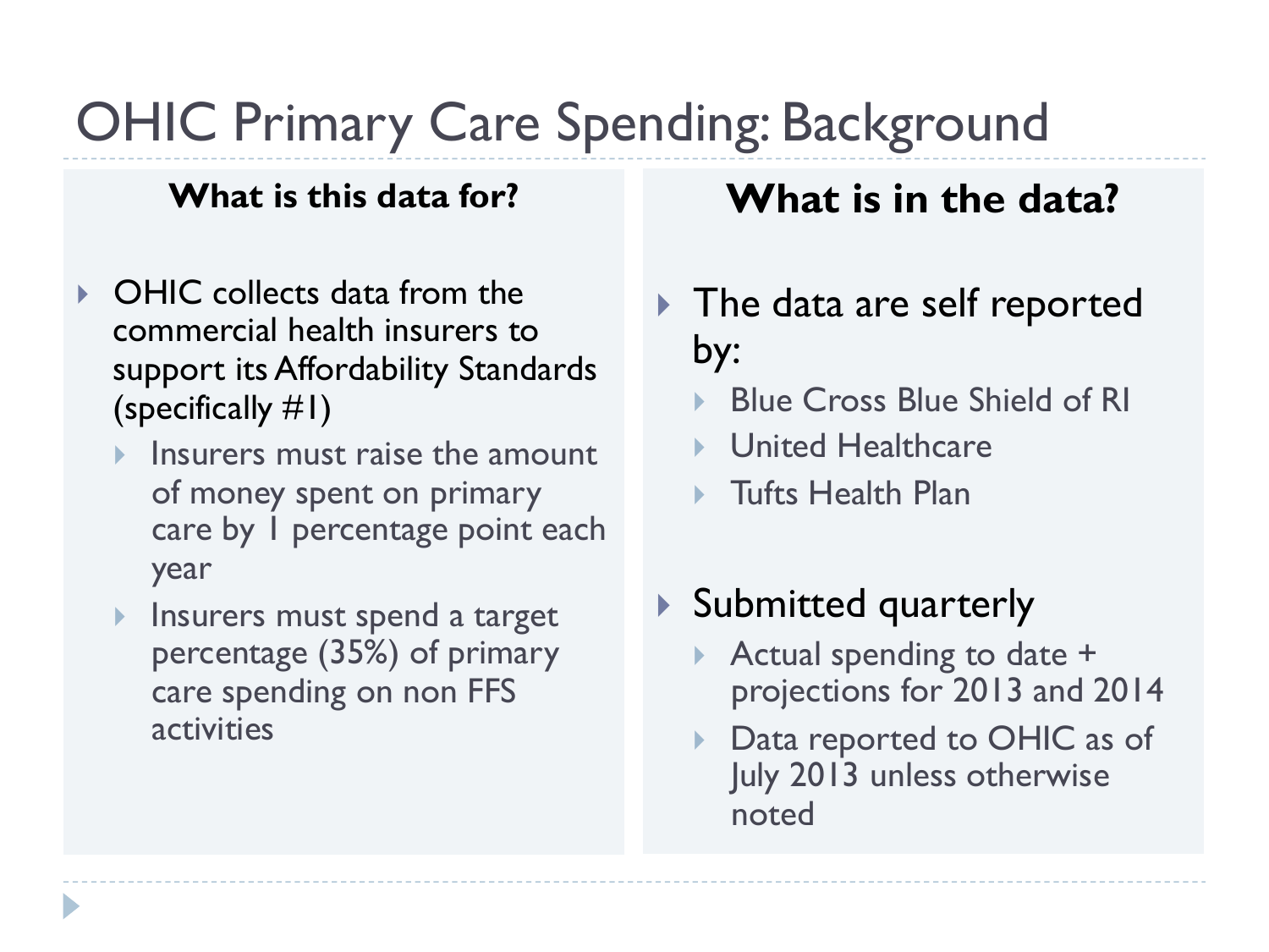# OHIC Primary Care Spending: Background

## What is this data for?

- OHIC collects data from the commercial health insurers to support its Affordability Standards (specifically #1)
  - Insurers must raise the amount of money spent on primary care by 1 percentage point each year
  - Insurers must spend a target percentage (35%) of primary care spending on non FFS activities

## What is in the data?

- The data are self reported by:
  - Blue Cross Blue Shield of RI
  - United Healthcare
  - Tufts Health Plan
- Submitted quarterly
  - Actual spending to date + projections for 2013 and 2014
  - Data reported to OHIC as of July 2013 unless otherwise noted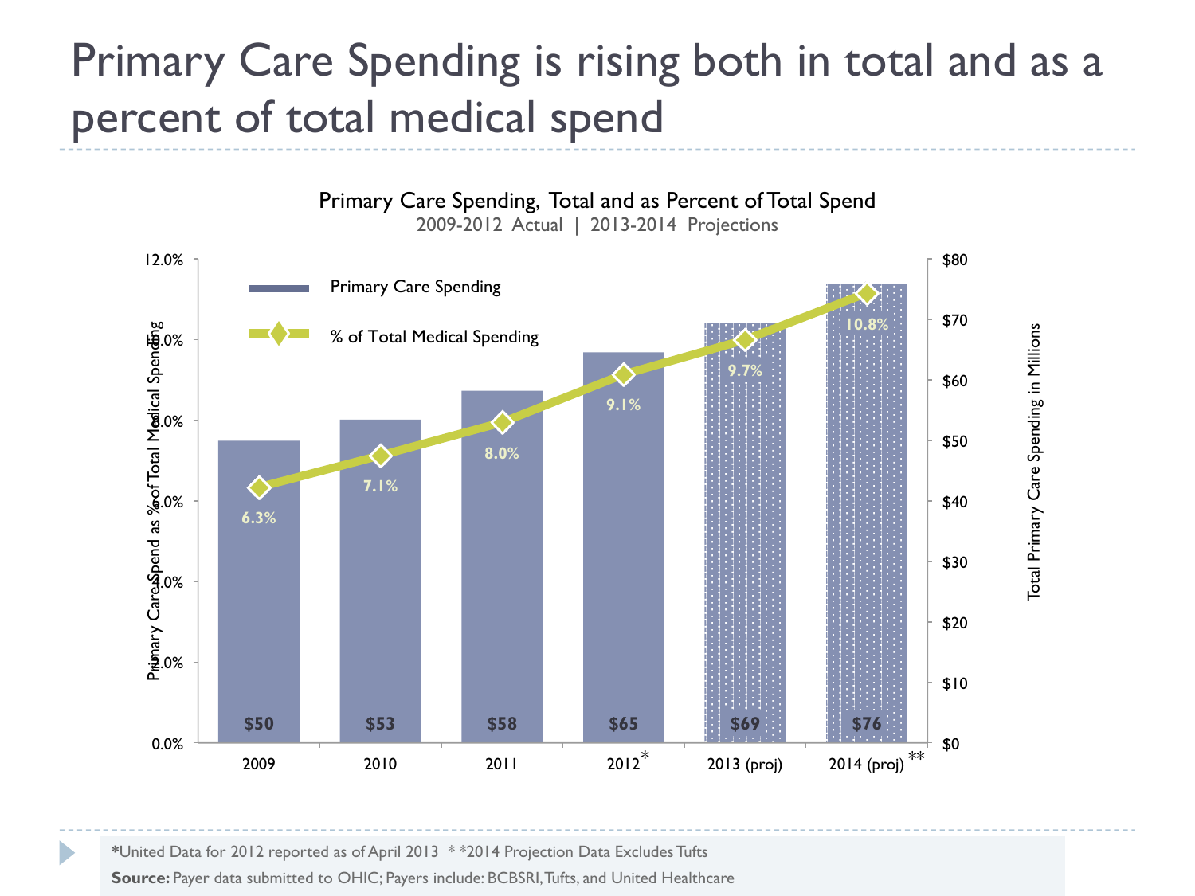# Primary Care Spending is rising both in total and as a percent of total medical spend

**Primary Care Spending, Total and as Percent of Total Spend**
2009-2012 Actual | 2013-2014 Projections

| Year | Primary Care Spending (Millions) | % of Total Medical Spending |
|---|---|---|
| 2009 | $50 | 6.3% |
| 2010 | $53 | 7.1% |
| 2011 | $58 | 8.0% |
| 2012* | $65 | 9.1% |
| 2013 (proj) | $69 | 9.7% |
| 2014 (proj)** | $76 | 10.8% |

*United Data for 2012 reported as of April 2013 **2014 Projection Data Excludes Tufts

**Source:** Payer data submitted to OHIC; Payers include: BCBSRI, Tufts, and United Healthcare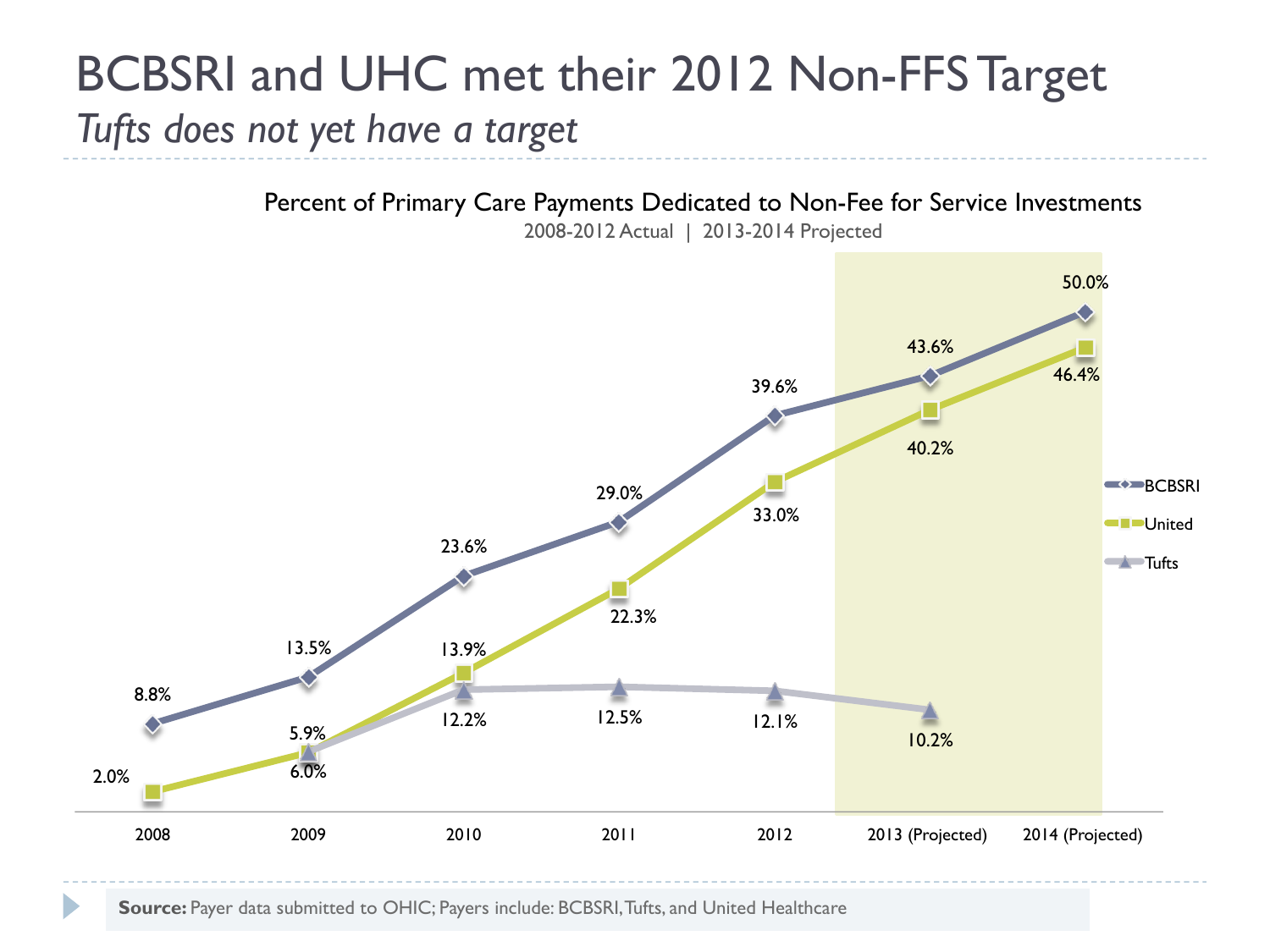# BCBSRI and UHC met their 2012 Non-FFS Target

*Tufts does not yet have a target*

## Percent of Primary Care Payments Dedicated to Non-Fee for Service Investments

2008-2012 Actual | 2013-2014 Projected

| | 2008 | 2009 | 2010 | 2011 | 2012 | 2013 (Projected) | 2014 (Projected) |
|---|---|---|---|---|---|---|---|
| BCBSRI | 8.8% | 13.5% | 23.6% | 29.0% | 39.6% | 43.6% | 50.0% |
| United | 2.0% | 5.9% | 13.9% | 22.3% | 33.0% | 40.2% | 46.4% |
| Tufts | | 6.0% | 12.2% | 12.5% | 12.1% | 10.2% | |

**Source:** Payer data submitted to OHIC; Payers include: BCBSRI, Tufts, and United Healthcare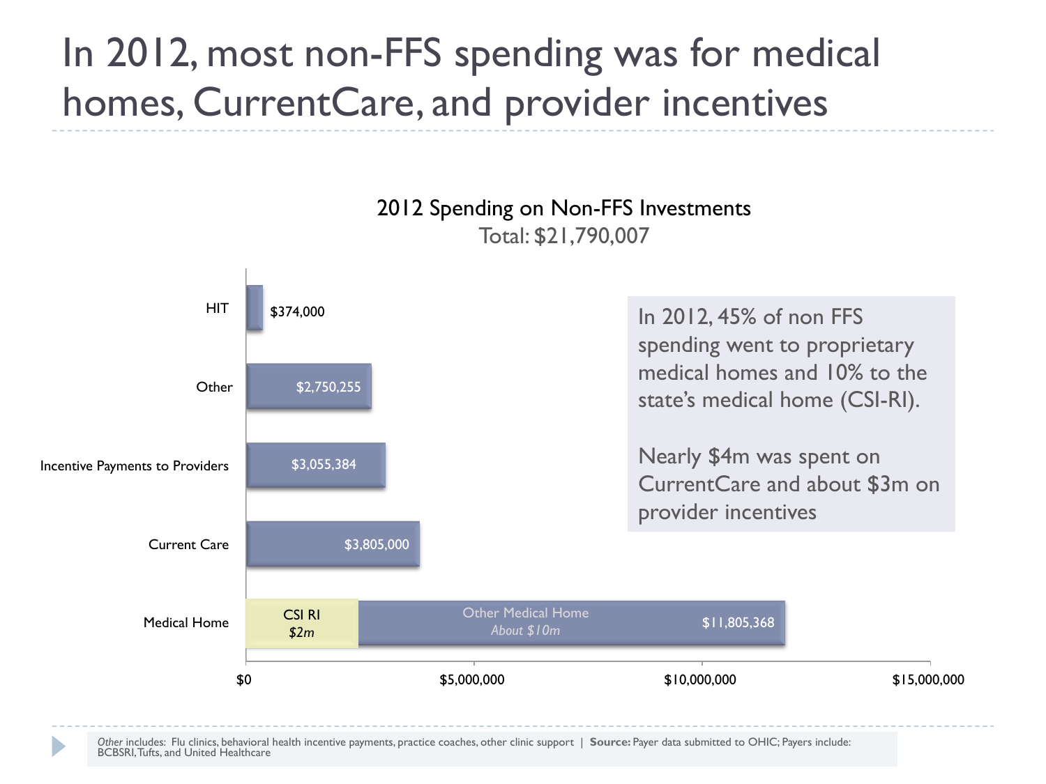# In 2012, most non-FFS spending was for medical homes, CurrentCare, and provider incentives

**2012 Spending on Non-FFS Investments**
Total: $21,790,007

| Category | Amount |
| --- | --- |
| HIT | $374,000 |
| Other | $2,750,255 |
| Incentive Payments to Providers | $3,055,384 |
| Current Care | $3,805,000 |
| Medical Home (CSI RI *$2m*; Other Medical Home *About $10m*) | $11,805,368 |

In 2012, 45% of non FFS spending went to proprietary medical homes and 10% to the state's medical home (CSI-RI).

Nearly $4m was spent on CurrentCare and about $3m on provider incentives

*Other* includes: Flu clinics, behavioral health incentive payments, practice coaches, other clinic support | **Source:** Payer data submitted to OHIC; Payers include: BCBSRI, Tufts, and United Healthcare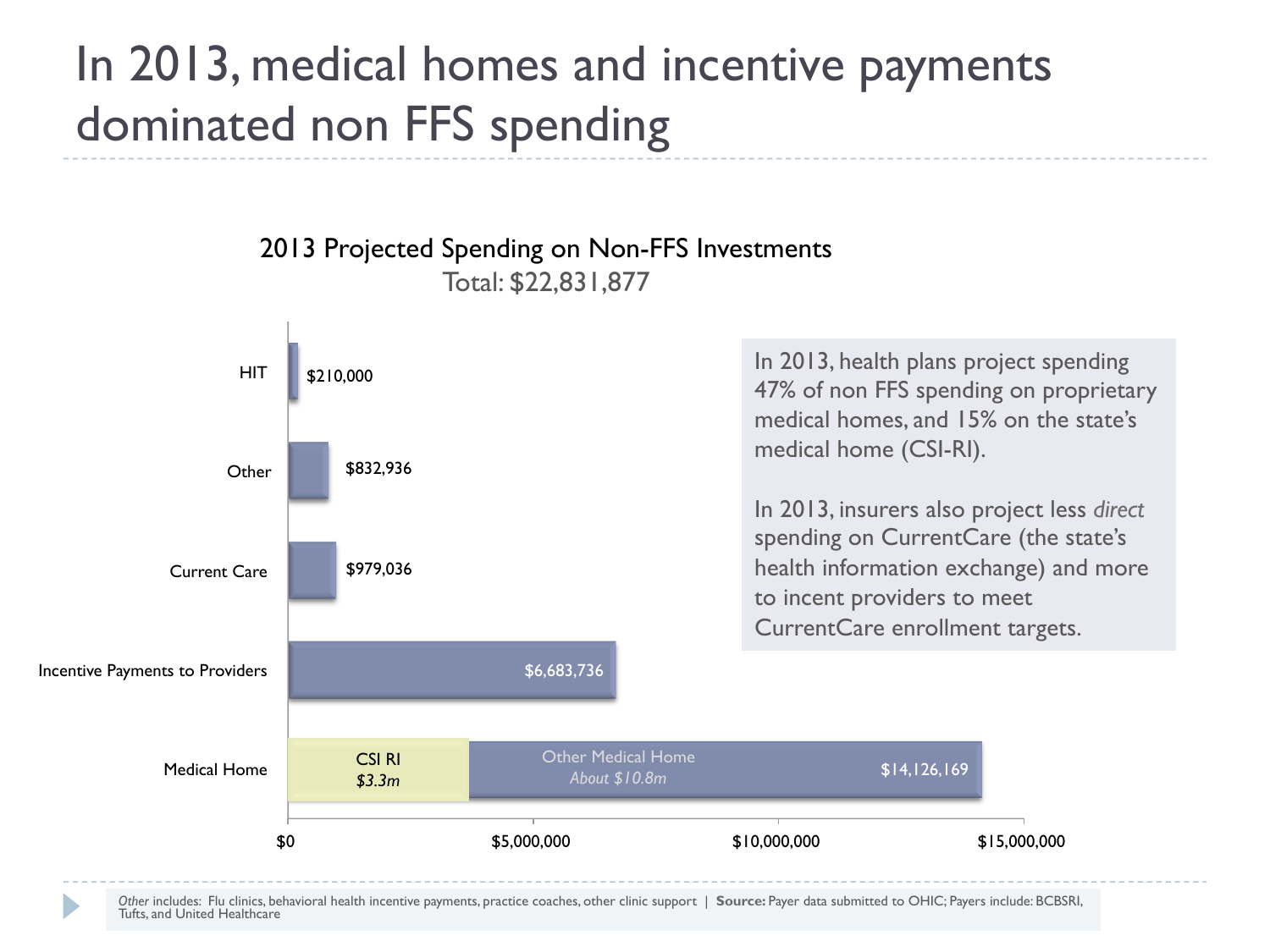# In 2013, medical homes and incentive payments dominated non FFS spending

2013 Projected Spending on Non-FFS Investments

Total: $22,831,877

HIT

$210,000

Other

$832,936

Current Care

$979,036

Incentive Payments to Providers

$6,683,736

Medical Home

CSI RI

*$3.3m*

Other Medical Home

*About $10.8m*

$14,126,169

$0

$5,000,000

$10,000,000

$15,000,000

In 2013, health plans project spending 47% of non FFS spending on proprietary medical homes, and 15% on the state's medical home (CSI-RI).

In 2013, insurers also project less *direct* spending on CurrentCare (the state's health information exchange) and more to incent providers to meet CurrentCare enrollment targets.

*Other* includes: Flu clinics, behavioral health incentive payments, practice coaches, other clinic support | **Source:** Payer data submitted to OHIC; Payers include: BCBSRI, Tufts, and United Healthcare